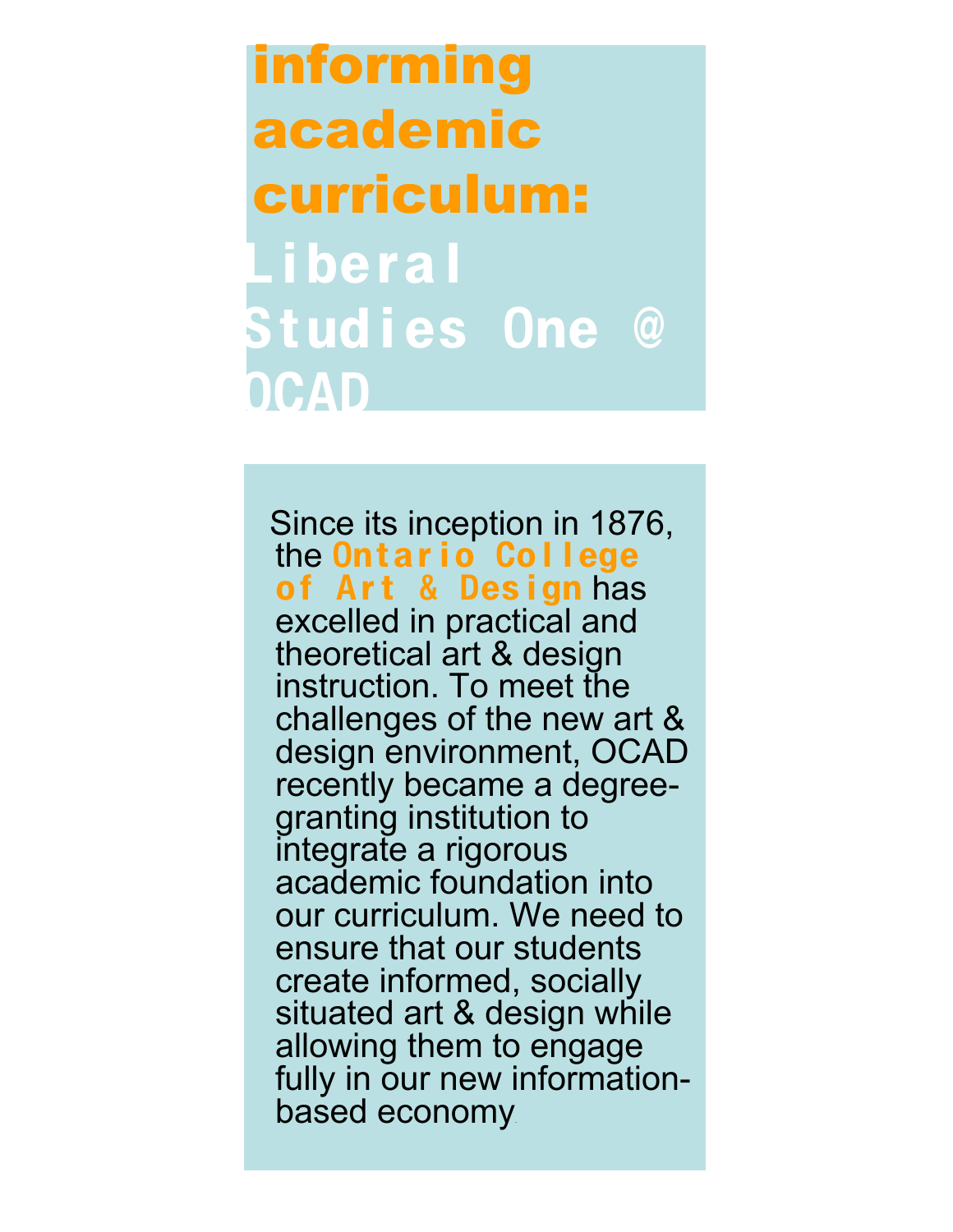# informing academic curriculum: Liberal Studies One @ OCAD

Since its inception in 1876, the **Ontario College of Art & Design** has excelled in practical and theoretical art & design instruction. To meet the challenges of the new art & design environment, OCAD recently became a degree-granting institution to integrate a rigorous academic foundation into our curriculum. We need to ensure that our students create informed, socially situated art & design while allowing them to engage fully in our new information-based economy.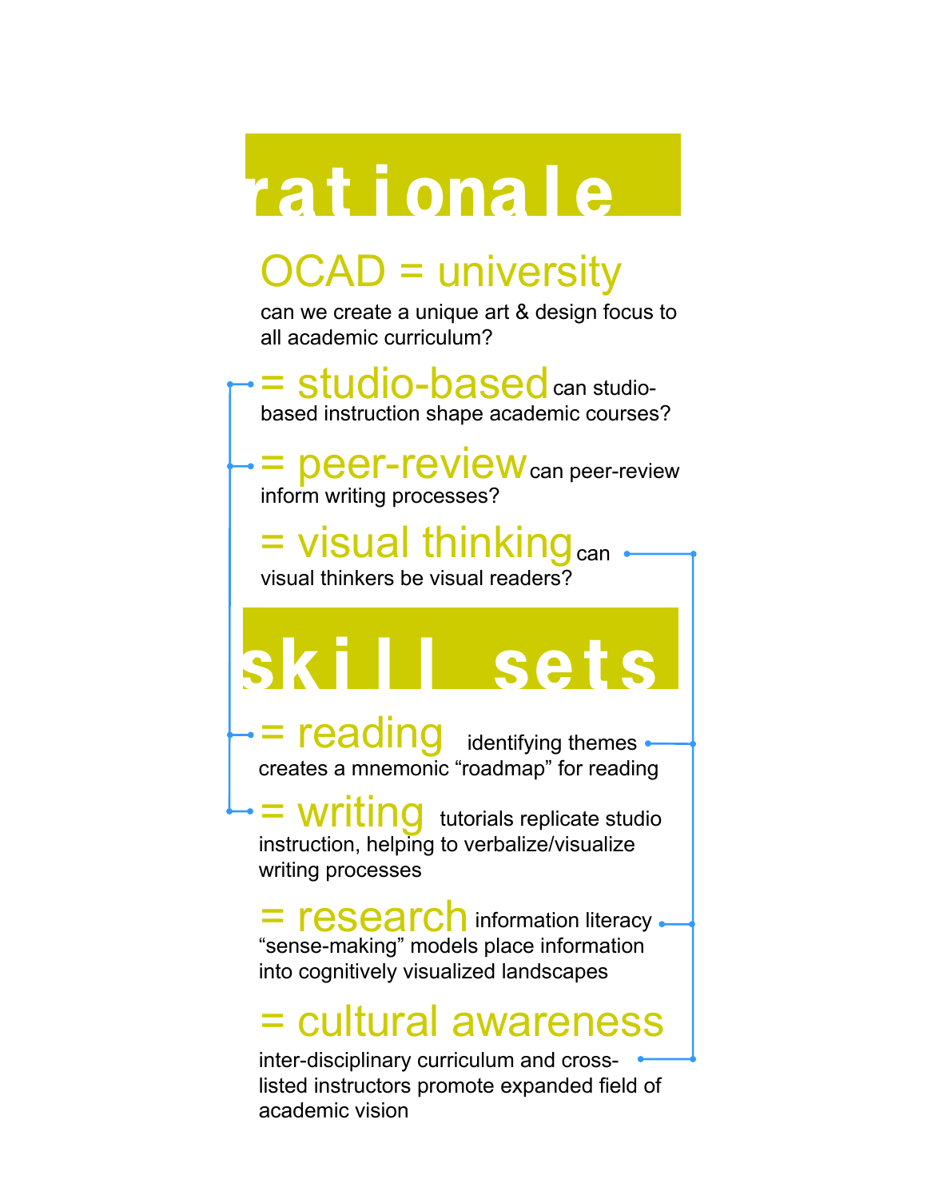# rationale

## OCAD = university

can we create a unique art & design focus to all academic curriculum?

## = studio-based

can studio-based instruction shape academic courses?

## = peer-review

can peer-review inform writing processes?

## = visual thinking

can visual thinkers be visual readers?

# skill sets

## = reading

identifying themes creates a mnemonic "roadmap" for reading

## = writing

tutorials replicate studio instruction, helping to verbalize/visualize writing processes

## = research

information literacy "sense-making" models place information into cognitively visualized landscapes

## = cultural awareness

inter-disciplinary curriculum and cross-listed instructors promote expanded field of academic vision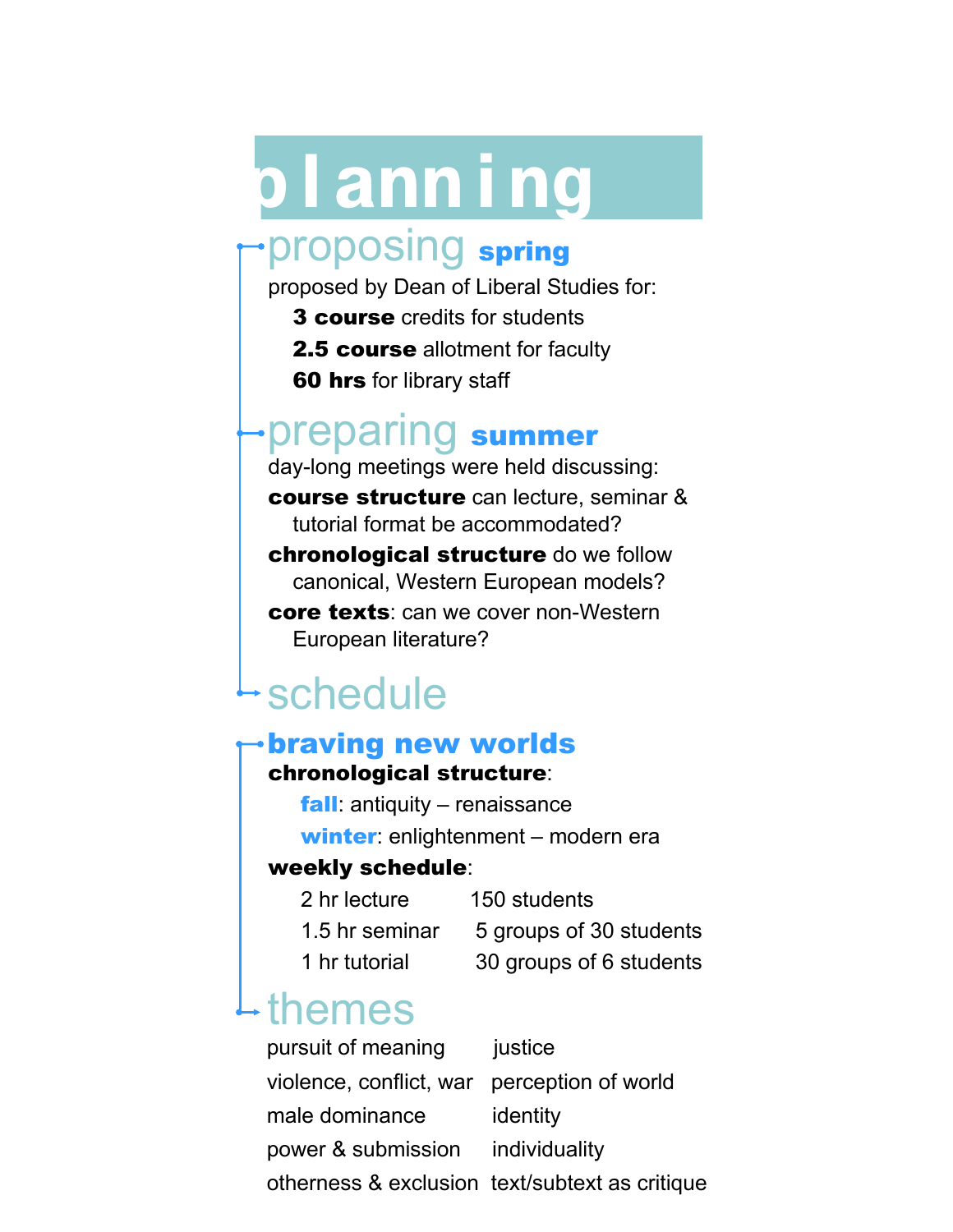# planning

## proposing **spring**

proposed by Dean of Liberal Studies for:

- **3 course** credits for students
- **2.5 course** allotment for faculty
- **60 hrs** for library staff

## preparing **summer**

day-long meetings were held discussing:

**course structure** can lecture, seminar & tutorial format be accommodated?

**chronological structure** do we follow canonical, Western European models?

**core texts**: can we cover non-Western European literature?

## schedule

### braving new worlds

**chronological structure**:

- **fall**: antiquity – renaissance
- **winter**: enlightenment – modern era

**weekly schedule**:

| | |
|---|---|
| 2 hr lecture | 150 students |
| 1.5 hr seminar | 5 groups of 30 students |
| 1 hr tutorial | 30 groups of 6 students |

## themes

| | |
|---|---|
| pursuit of meaning | justice |
| violence, conflict, war | perception of world |
| male dominance | identity |
| power & submission | individuality |
| otherness & exclusion | text/subtext as critique |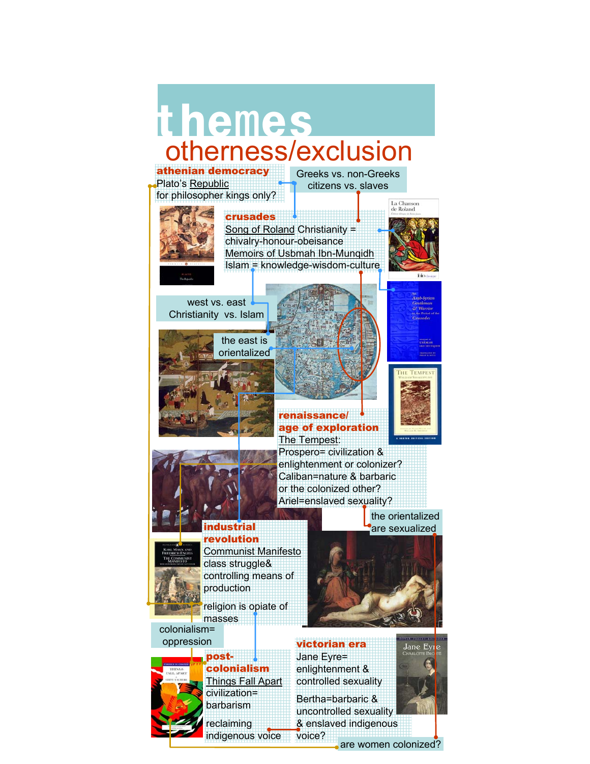# themes

## otherness/exclusion

**athenian democracy**
Plato's Republic
for philosopher kings only?

Greeks vs. non-Greeks
citizens vs. slaves

**crusades**
Song of Roland Christianity = chivalry-honour-obeisance
Memoirs of Usbmah Ibn-Munqidh Islam = knowledge-wisdom-culture

west vs. east
Christianity vs. Islam

the east is orientalized

**renaissance/ age of exploration**
The Tempest:
Prospero= civilization & enlightenment or colonizer?
Caliban=nature & barbaric or the colonized other?
Ariel=enslaved sexuality?

the orientalized are sexualized

**industrial revolution**
Communist Manifesto
class struggle& controlling means of production

religion is opiate of masses

colonialism= oppression

**post-colonialism**
Things Fall Apart
civilization= barbarism

reclaiming indigenous voice

**victorian era**
Jane Eyre= enlightenment & controlled sexuality

Bertha=barbaric & uncontrolled sexuality & enslaved indigenous voice?

are women colonized?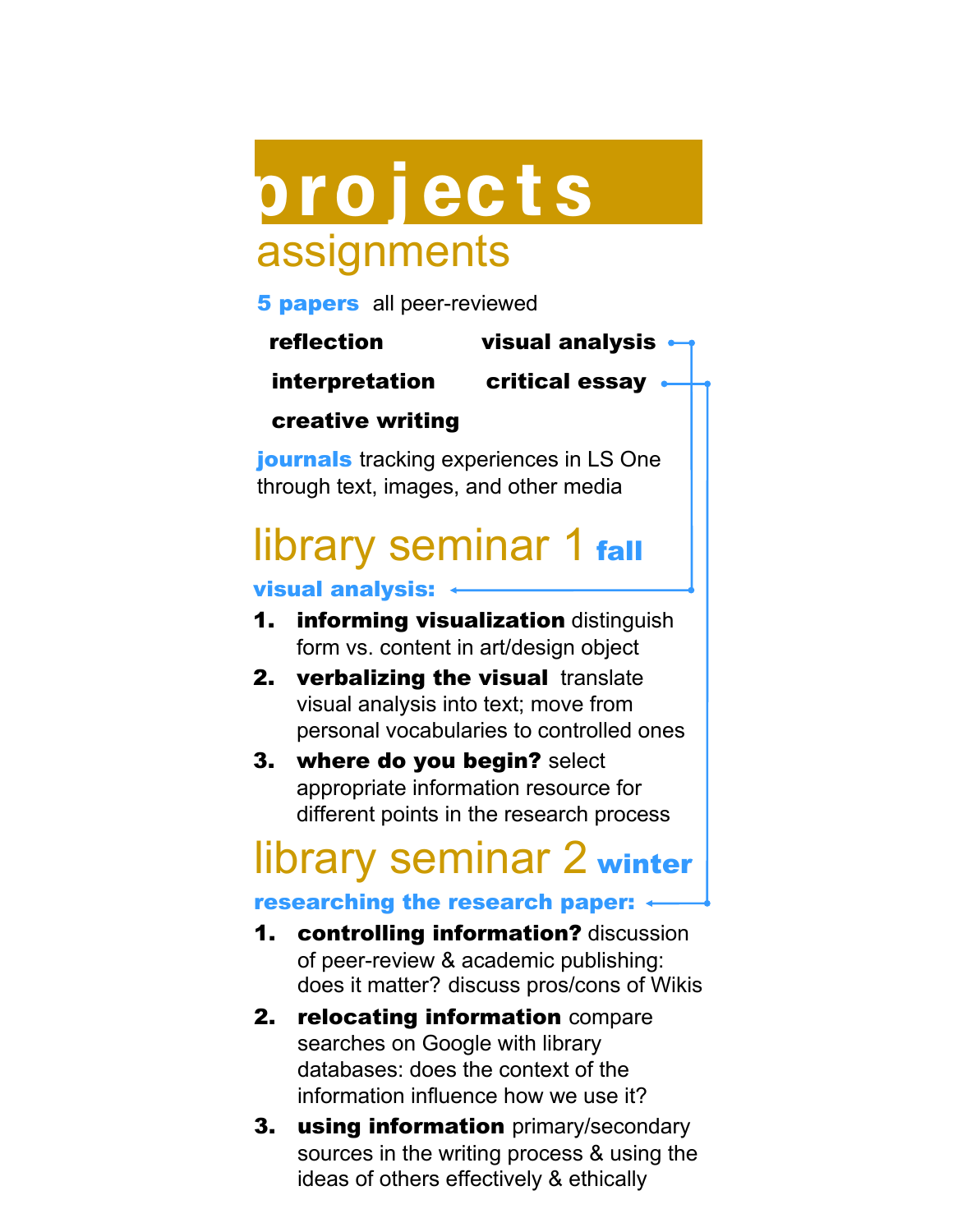# projects

## assignments

**5 papers** all peer-reviewed

- **reflection**
- **interpretation**
- **creative writing**
- **visual analysis**
- **critical essay**

**journals** tracking experiences in LS One through text, images, and other media

## library seminar 1 **fall**

**visual analysis:**

1. **informing visualization** distinguish form vs. content in art/design object
2. **verbalizing the visual** translate visual analysis into text; move from personal vocabularies to controlled ones
3. **where do you begin?** select appropriate information resource for different points in the research process

## library seminar 2 **winter**

**researching the research paper:**

1. **controlling information?** discussion of peer-review & academic publishing: does it matter? discuss pros/cons of Wikis
2. **relocating information** compare searches on Google with library databases: does the context of the information influence how we use it?
3. **using information** primary/secondary sources in the writing process & using the ideas of others effectively & ethically